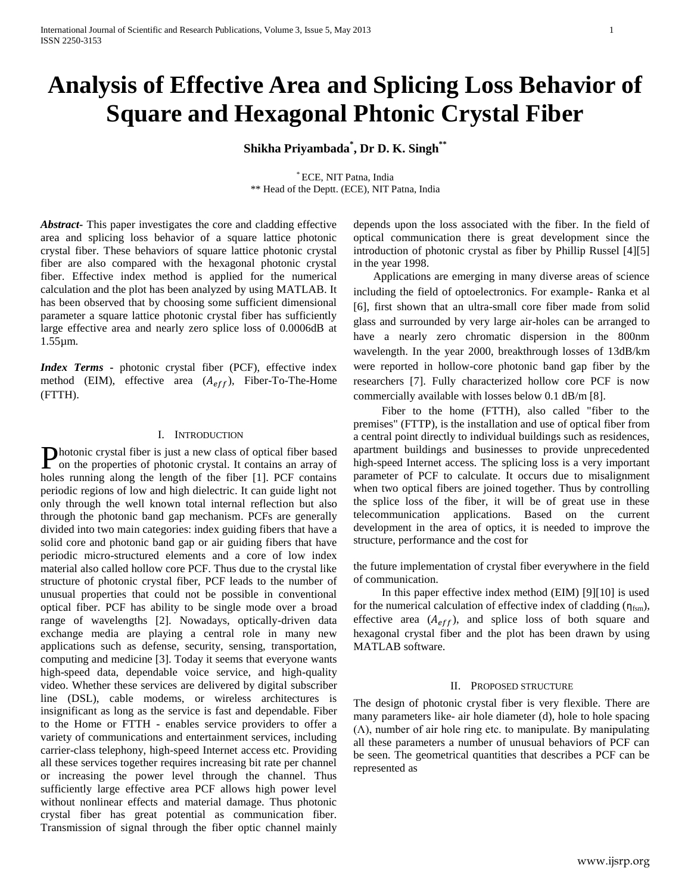# Analysis of Effective Area and Splicing Loss Behavior of Square and Hexagonal Phtonic Crystal Fiber

**Shikha Priyambada[*], Dr D. K. Singh[**]**

[*] ECE, NIT Patna, India
[**] Head of the Deptt. (ECE), NIT Patna, India

***Abstract*-** This paper investigates the core and cladding effective area and splicing loss behavior of a square lattice photonic crystal fiber. These behaviors of square lattice photonic crystal fiber are also compared with the hexagonal photonic crystal fiber. Effective index method is applied for the numerical calculation and the plot has been analyzed by using MATLAB. It has been observed that by choosing some sufficient dimensional parameter a square lattice photonic crystal fiber has sufficiently large effective area and nearly zero splice loss of 0.0006dB at 1.55µm.

***Index Terms*** **-** photonic crystal fiber (PCF), effective index method (EIM), effective area ($A_{eff}$), Fiber-To-The-Home (FTTH).

## I. Introduction

Photonic crystal fiber is just a new class of optical fiber based on the properties of photonic crystal. It contains an array of holes running along the length of the fiber [1]. PCF contains periodic regions of low and high dielectric. It can guide light not only through the well known total internal reflection but also through the photonic band gap mechanism. PCFs are generally divided into two main categories: index guiding fibers that have a solid core and photonic band gap or air guiding fibers that have periodic micro-structured elements and a core of low index material also called hollow core PCF. Thus due to the crystal like structure of photonic crystal fiber, PCF leads to the number of unusual properties that could not be possible in conventional optical fiber. PCF has ability to be single mode over a broad range of wavelengths [2]. Nowadays, optically-driven data exchange media are playing a central role in many new applications such as defense, security, sensing, transportation, computing and medicine [3]. Today it seems that everyone wants high-speed data, dependable voice service, and high-quality video. Whether these services are delivered by digital subscriber line (DSL), cable modems, or wireless architectures is insignificant as long as the service is fast and dependable. Fiber to the Home or FTTH - enables service providers to offer a variety of communications and entertainment services, including carrier-class telephony, high-speed Internet access etc. Providing all these services together requires increasing bit rate per channel or increasing the power level through the channel. Thus sufficiently large effective area PCF allows high power level without nonlinear effects and material damage. Thus photonic crystal fiber has great potential as communication fiber. Transmission of signal through the fiber optic channel mainly depends upon the loss associated with the fiber. In the field of optical communication there is great development since the introduction of photonic crystal as fiber by Phillip Russel [4][5] in the year 1998.

Applications are emerging in many diverse areas of science including the field of optoelectronics. For example- Ranka et al [6], first shown that an ultra-small core fiber made from solid glass and surrounded by very large air-holes can be arranged to have a nearly zero chromatic dispersion in the 800nm wavelength. In the year 2000, breakthrough losses of 13dB/km were reported in hollow-core photonic band gap fiber by the researchers [7]. Fully characterized hollow core PCF is now commercially available with losses below 0.1 dB/m [8].

Fiber to the home (FTTH), also called "fiber to the premises" (FTTP), is the installation and use of optical fiber from a central point directly to individual buildings such as residences, apartment buildings and businesses to provide unprecedented high-speed Internet access. The splicing loss is a very important parameter of PCF to calculate. It occurs due to misalignment when two optical fibers are joined together. Thus by controlling the splice loss of the fiber, it will be of great use in these telecommunication applications. Based on the current development in the area of optics, it is needed to improve the structure, performance and the cost for the future implementation of crystal fiber everywhere in the field of communication.

In this paper effective index method (EIM) [9][10] is used for the numerical calculation of effective index of cladding ($\eta_{fsm}$), effective area ($A_{eff}$), and splice loss of both square and hexagonal crystal fiber and the plot has been drawn by using MATLAB software.

## II. Proposed Structure

The design of photonic crystal fiber is very flexible. There are many parameters like- air hole diameter (d), hole to hole spacing ($\Lambda$), number of air hole ring etc. to manipulate. By manipulating all these parameters a number of unusual behaviors of PCF can be seen. The geometrical quantities that describes a PCF can be represented as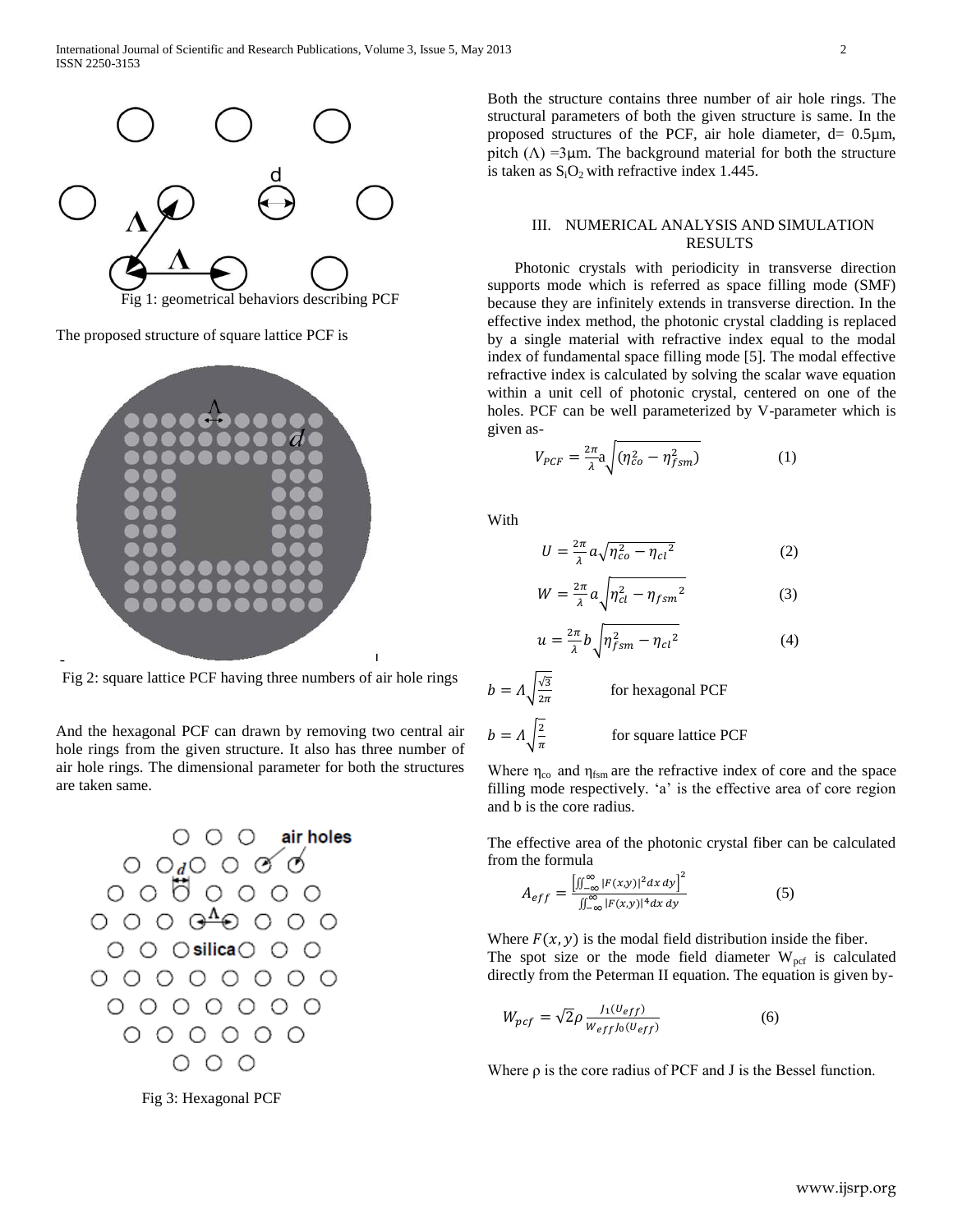Fig 1: geometrical behaviors describing PCF

The proposed structure of square lattice PCF is

Fig 2: square lattice PCF having three numbers of air hole rings

And the hexagonal PCF can drawn by removing two central air hole rings from the given structure. It also has three number of air hole rings. The dimensional parameter for both the structures are taken same.

Fig 3: Hexagonal PCF

Both the structure contains three number of air hole rings. The structural parameters of both the given structure is same. In the proposed structures of the PCF, air hole diameter, d= 0.5µm, pitch (Λ) =3µm. The background material for both the structure is taken as $S_iO_2$ with refractive index 1.445.

## III. NUMERICAL ANALYSIS AND SIMULATION RESULTS

Photonic crystals with periodicity in transverse direction supports mode which is referred as space filling mode (SMF) because they are infinitely extends in transverse direction. In the effective index method, the photonic crystal cladding is replaced by a single material with refractive index equal to the modal index of fundamental space filling mode [5]. The modal effective refractive index is calculated by solving the scalar wave equation within a unit cell of photonic crystal, centered on one of the holes. PCF can be well parameterized by V-parameter which is given as-

$$V_{PCF} = \frac{2\pi}{\lambda} a \sqrt{(\eta_{co}^2 - \eta_{fsm}^2)} \qquad (1)$$

With

$$U = \frac{2\pi}{\lambda} a \sqrt{\eta_{co}^2 - {\eta_{cl}}^2} \qquad (2)$$

$$W = \frac{2\pi}{\lambda} a \sqrt{\eta_{cl}^2 - {\eta_{fsm}}^2} \qquad (3)$$

$$u = \frac{2\pi}{\lambda} b \sqrt{\eta_{fsm}^2 - {\eta_{cl}}^2} \qquad (4)$$

$$b = \Lambda\sqrt{\frac{\sqrt{3}}{2\pi}} \qquad \text{for hexagonal PCF}$$

$$b = \Lambda\sqrt{\frac{2}{\pi}} \qquad \text{for square lattice PCF}$$

Where $\eta_{co}$ and $\eta_{fsm}$ are the refractive index of core and the space filling mode respectively. 'a' is the effective area of core region and b is the core radius.

The effective area of the photonic crystal fiber can be calculated from the formula

$$A_{eff} = \frac{\left[\iint_{-\infty}^{\infty} |F(x,y)|^2 dx\, dy\right]^2}{\iint_{-\infty}^{\infty} |F(x,y)|^4 dx\, dy} \qquad (5)$$

Where $F(x, y)$ is the modal field distribution inside the fiber.
The spot size or the mode field diameter $W_{pcf}$ is calculated directly from the Peterman II equation. The equation is given by-

$$W_{pcf} = \sqrt{2}\rho \frac{J_1(U_{eff})}{W_{eff} J_0(U_{eff})} \qquad (6)$$

Where ρ is the core radius of PCF and J is the Bessel function.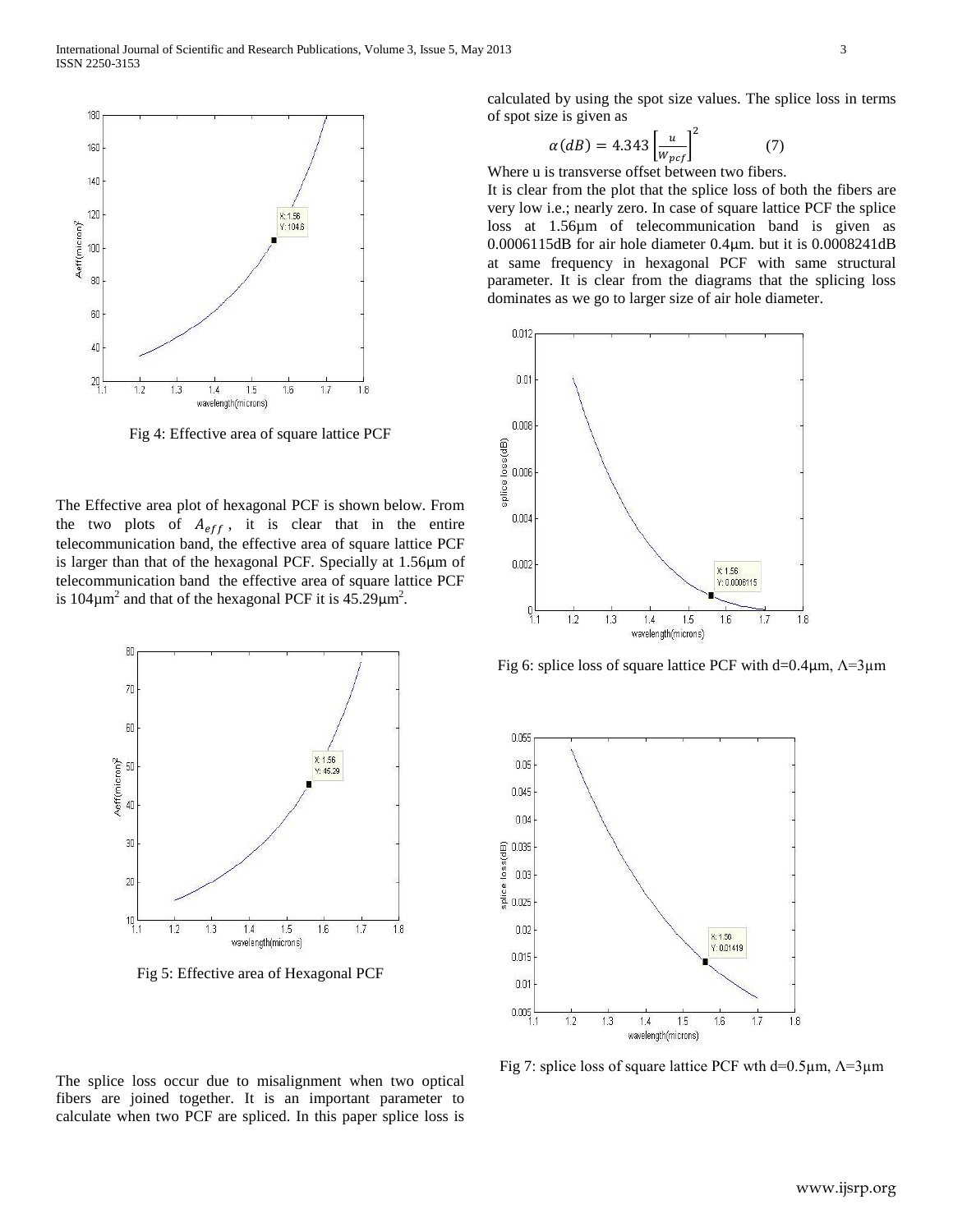Fig 4: Effective area of square lattice PCF

The Effective area plot of hexagonal PCF is shown below. From the two plots of $A_{eff}$, it is clear that in the entire telecommunication band, the effective area of square lattice PCF is larger than that of the hexagonal PCF. Specially at 1.56μm of telecommunication band the effective area of square lattice PCF is 104μm$^2$ and that of the hexagonal PCF it is 45.29μm$^2$.

Fig 5: Effective area of Hexagonal PCF

The splice loss occur due to misalignment when two optical fibers are joined together. It is an important parameter to calculate when two PCF are spliced. In this paper splice loss is calculated by using the spot size values. The splice loss in terms of spot size is given as

$$\alpha(dB) = 4.343\left[\frac{u}{W_{pcf}}\right]^2 \qquad (7)$$

Where u is transverse offset between two fibers.

It is clear from the plot that the splice loss of both the fibers are very low i.e.; nearly zero. In case of square lattice PCF the splice loss at 1.56μm of telecommunication band is given as 0.0006115dB for air hole diameter 0.4μm. but it is 0.0008241dB at same frequency in hexagonal PCF with same structural parameter. It is clear from the diagrams that the splicing loss dominates as we go to larger size of air hole diameter.

Fig 6: splice loss of square lattice PCF with d=0.4μm, Λ=3μm

Fig 7: splice loss of square lattice PCF wth d=0.5μm, Λ=3μm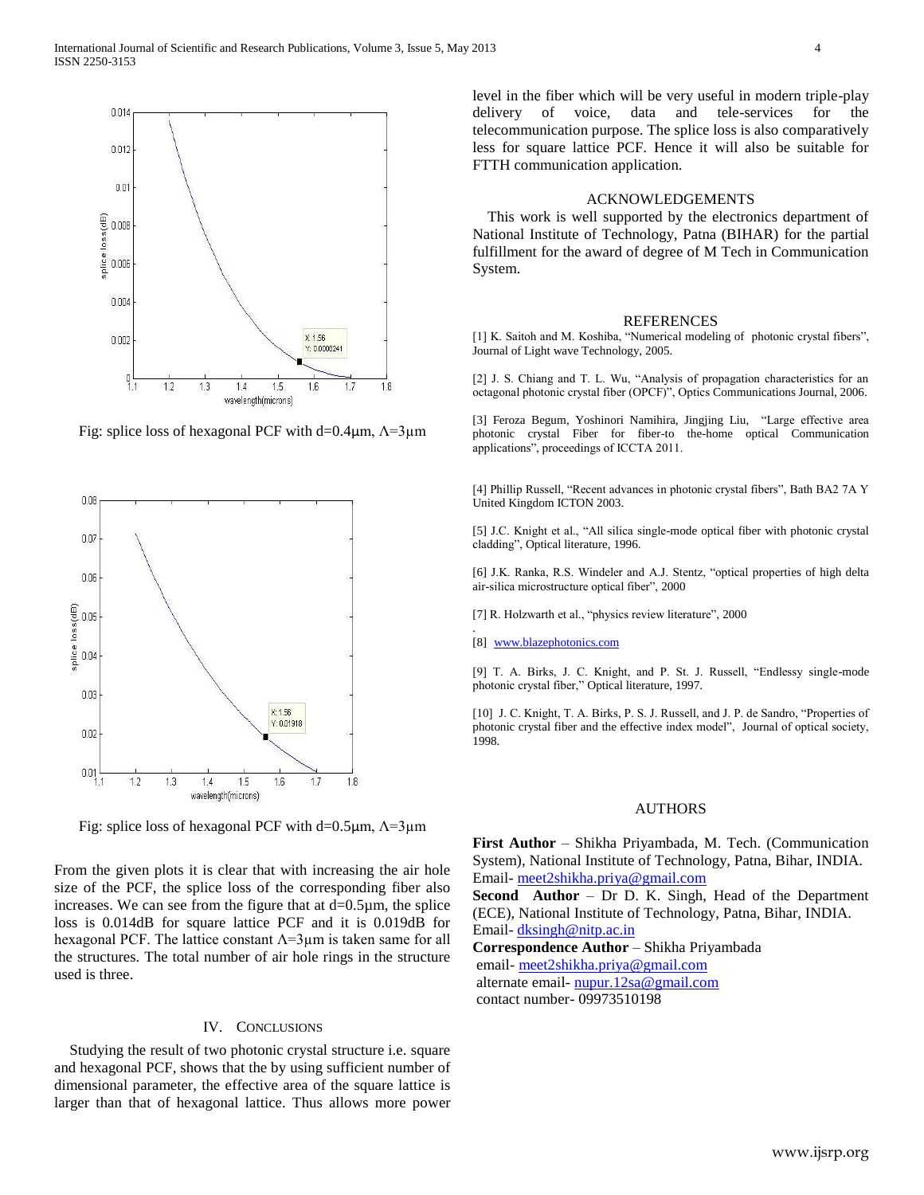0.014
0.012
0.01
0.008
0.006
0.004
0.002
0
splice loss(dB)
X: 1.56
Y: 0.0008241
1.1 1.2 1.3 1.4 1.5 1.6 1.7 1.8
wavelength(microns)

Fig: splice loss of hexagonal PCF with d=0.4μm, Λ=3μm

0.08
0.07
0.06
0.05
0.04
0.03
0.02
0.01
splice loss(dB)
X: 1.56
Y: 0.01918
1.1 1.2 1.3 1.4 1.5 1.6 1.7 1.8
wavelength(microns)

Fig: splice loss of hexagonal PCF with d=0.5μm, Λ=3μm

From the given plots it is clear that with increasing the air hole size of the PCF, the splice loss of the corresponding fiber also increases. We can see from the figure that at d=0.5μm, the splice loss is 0.014dB for square lattice PCF and it is 0.019dB for hexagonal PCF. The lattice constant Λ=3μm is taken same for all the structures. The total number of air hole rings in the structure used is three.

## IV. Conclusions

Studying the result of two photonic crystal structure i.e. square and hexagonal PCF, shows that the by using sufficient number of dimensional parameter, the effective area of the square lattice is larger than that of hexagonal lattice. Thus allows more power level in the fiber which will be very useful in modern triple-play delivery of voice, data and tele-services for the telecommunication purpose. The splice loss is also comparatively less for square lattice PCF. Hence it will also be suitable for FTTH communication application.

## ACKNOWLEDGEMENTS

This work is well supported by the electronics department of National Institute of Technology, Patna (BIHAR) for the partial fulfillment for the award of degree of M Tech in Communication System.

## REFERENCES

[1] K. Saitoh and M. Koshiba, "Numerical modeling of photonic crystal fibers", Journal of Light wave Technology, 2005.

[2] J. S. Chiang and T. L. Wu, "Analysis of propagation characteristics for an octagonal photonic crystal fiber (OPCF)", Optics Communications Journal, 2006.

[3] Feroza Begum, Yoshinori Namihira, Jingjing Liu, "Large effective area photonic crystal Fiber for fiber-to the-home optical Communication applications", proceedings of ICCTA 2011.

[4] Phillip Russell, "Recent advances in photonic crystal fibers", Bath BA2 7A Y United Kingdom ICTON 2003.

[5] J.C. Knight et al., "All silica single-mode optical fiber with photonic crystal cladding", Optical literature, 1996.

[6] J.K. Ranka, R.S. Windeler and A.J. Stentz, "optical properties of high delta air-silica microstructure optical fiber", 2000

[7] R. Holzwarth et al., "physics review literature", 2000

[8] www.blazephotonics.com

[9] T. A. Birks, J. C. Knight, and P. St. J. Russell, "Endlessy single-mode photonic crystal fiber," Optical literature, 1997.

[10] J. C. Knight, T. A. Birks, P. S. J. Russell, and J. P. de Sandro, "Properties of photonic crystal fiber and the effective index model", Journal of optical society, 1998.

## AUTHORS

**First Author** – Shikha Priyambada, M. Tech. (Communication System), National Institute of Technology, Patna, Bihar, INDIA.
Email- meet2shikha.priya@gmail.com

**Second Author** – Dr D. K. Singh, Head of the Department (ECE), National Institute of Technology, Patna, Bihar, INDIA.
Email- dksingh@nitp.ac.in

**Correspondence Author** – Shikha Priyambada
email- meet2shikha.priya@gmail.com
alternate email- nupur.12sa@gmail.com
contact number- 09973510198